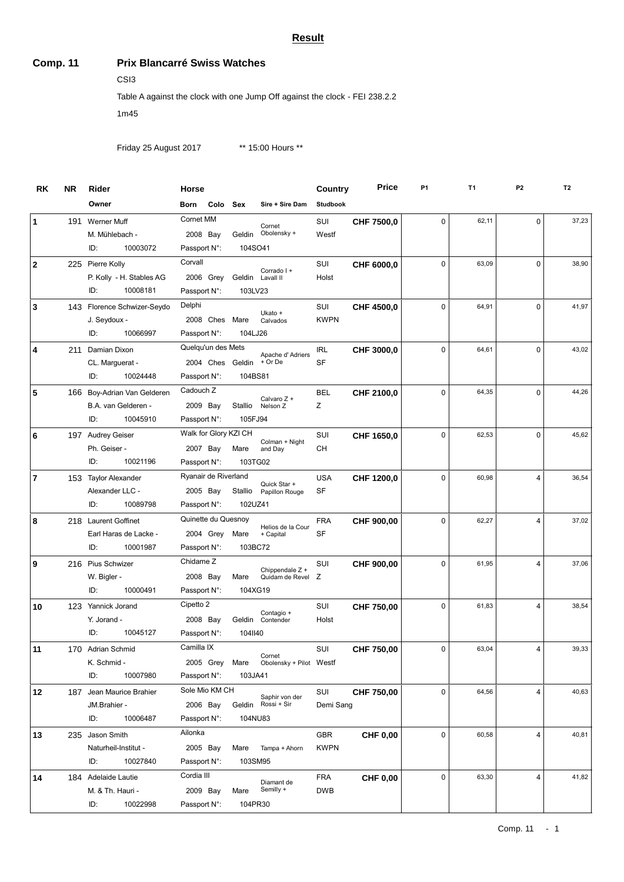## Result

**Comp. 11** **Prix Blancarré Swiss Watches**

CSI3

Table A against the clock with one Jump Off against the clock - FEI 238.2.2

1m45

Friday 25 August 2017 ** 15:00 Hours **

| RK | NR | Rider / Owner | Horse (Born Colo Sex) | Sire + Sire Dam | Country / Studbook | Price | P1 | T1 | P2 | T2 |
|---|---|---|---|---|---|---|---|---|---|---|
| 1 | 191 | Werner Muff<br>M. Mühlebach -<br>ID: 10003072 | Cornet MM<br>2008 Bay Geldin<br>Passport N°: 104SO41 | Cornet Obolensky + | SUI<br>Westf | CHF 7500,0 | 0 | 62,11 | 0 | 37,23 |
| 2 | 225 | Pierre Kolly<br>P. Kolly - H. Stables AG<br>ID: 10008181 | Corvall<br>2006 Grey Geldin<br>Passport N°: 103LV23 | Corrado I + Lavall II | SUI<br>Holst | CHF 6000,0 | 0 | 63,09 | 0 | 38,90 |
| 3 | 143 | Florence Schwizer-Seydo<br>J. Seydoux -<br>ID: 10066997 | Delphi<br>2008 Ches Mare<br>Passport N°: 104LJ26 | Ukato + Calvados | SUI<br>KWPN | CHF 4500,0 | 0 | 64,91 | 0 | 41,97 |
| 4 | 211 | Damian Dixon<br>CL. Marguerat -<br>ID: 10024448 | Quelqu'un des Mets<br>2004 Ches Geldin<br>Passport N°: 104BS81 | Apache d' Adriers + Or De | IRL<br>SF | CHF 3000,0 | 0 | 64,61 | 0 | 43,02 |
| 5 | 166 | Boy-Adrian Van Gelderen<br>B.A. van Gelderen -<br>ID: 10045910 | Cadouch Z<br>2009 Bay Stallio<br>Passport N°: 105FJ94 | Calvaro Z + Nelson Z | BEL<br>Z | CHF 2100,0 | 0 | 64,35 | 0 | 44,26 |
| 6 | 197 | Audrey Geiser<br>Ph. Geiser -<br>ID: 10021196 | Walk for Glory KZI CH<br>2007 Bay Mare<br>Passport N°: 103TG02 | Colman + Night and Day | SUI<br>CH | CHF 1650,0 | 0 | 62,53 | 0 | 45,62 |
| 7 | 153 | Taylor Alexander<br>Alexander LLC -<br>ID: 10089798 | Ryanair de Riverland<br>2005 Bay Stallio<br>Passport N°: 102UZ41 | Quick Star + Papillon Rouge | USA<br>SF | CHF 1200,0 | 0 | 60,98 | 4 | 36,54 |
| 8 | 218 | Laurent Goffinet<br>Earl Haras de Lacke -<br>ID: 10001987 | Quinette du Quesnoy<br>2004 Grey Mare<br>Passport N°: 103BC72 | Helios de la Cour + Capital | FRA<br>SF | CHF 900,00 | 0 | 62,27 | 4 | 37,02 |
| 9 | 216 | Pius Schwizer<br>W. Bigler -<br>ID: 10000491 | Chidame Z<br>2008 Bay Mare<br>Passport N°: 104XG19 | Chippendale Z + Quidam de Revel | SUI<br>Z | CHF 900,00 | 0 | 61,95 | 4 | 37,06 |
| 10 | 123 | Yannick Jorand<br>Y. Jorand -<br>ID: 10045127 | Cipetto 2<br>2008 Bay Geldin<br>Passport N°: 104II40 | Contagio + Contender | SUI<br>Holst | CHF 750,00 | 0 | 61,83 | 4 | 38,54 |
| 11 | 170 | Adrian Schmid<br>K. Schmid -<br>ID: 10007980 | Camilla IX<br>2005 Grey Mare<br>Passport N°: 103JA41 | Cornet Obolensky + Pilot | SUI<br>Westf | CHF 750,00 | 0 | 63,04 | 4 | 39,33 |
| 12 | 187 | Jean Maurice Brahier<br>JM.Brahier -<br>ID: 10006487 | Sole Mio KM CH<br>2006 Bay Geldin<br>Passport N°: 104NU83 | Saphir von der Rossi + Sir | SUI<br>Demi Sang | CHF 750,00 | 0 | 64,56 | 4 | 40,63 |
| 13 | 235 | Jason Smith<br>Naturheil-Institut -<br>ID: 10027840 | Ailonka<br>2005 Bay Mare<br>Passport N°: 103SM95 | Tampa + Ahorn | GBR<br>KWPN | CHF 0,00 | 0 | 60,58 | 4 | 40,81 |
| 14 | 184 | Adelaide Lautie<br>M. & Th. Hauri -<br>ID: 10022998 | Cordia III<br>2009 Bay Mare<br>Passport N°: 104PR30 | Diamant de Semilly + | FRA<br>DWB | CHF 0,00 | 0 | 63,30 | 4 | 41,82 |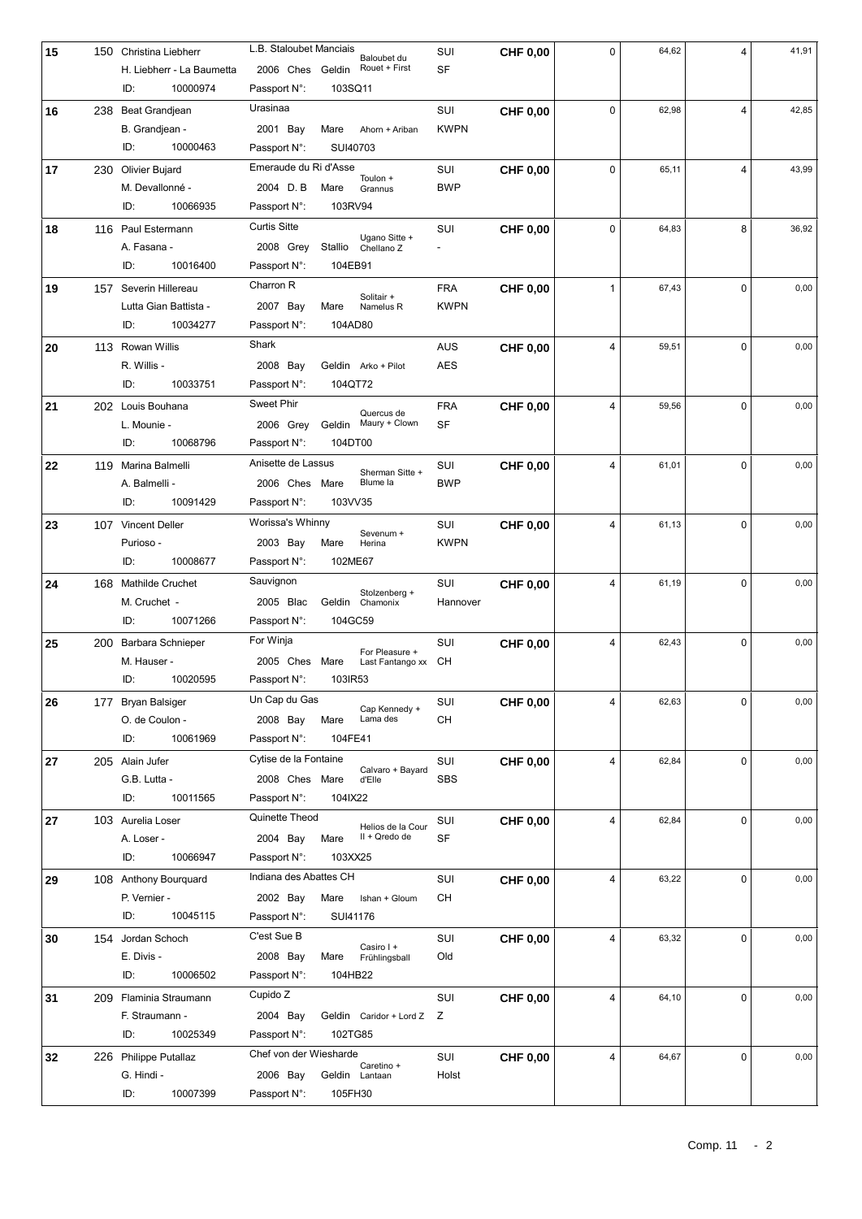| Rank | No. | Rider / Owner / ID | Horse / Year / Color / Sex / Passport | Breeding | Nation / Studbook | Prize | Faults | Time | Faults | Time |
|---|---|---|---|---|---|---|---|---|---|---|
| 15 | 150 | Christina Liebherr<br>H. Liebherr - La Baumetta<br>ID: 10000974 | L.B. Staloubet Manciais<br>2006 Ches Geldin<br>Passport N°: 103SQ11 | Baloubet du Rouet + First | SUI<br>SF | **CHF 0,00** | 0 | 64,62 | 4 | 41,91 |
| 16 | 238 | Beat Grandjean<br>B. Grandjean -<br>ID: 10000463 | Urasinaa<br>2001 Bay Mare<br>Passport N°: SUI40703 | Ahorn + Ariban | SUI<br>KWPN | **CHF 0,00** | 0 | 62,98 | 4 | 42,85 |
| 17 | 230 | Olivier Bujard<br>M. Devallonné -<br>ID: 10066935 | Emeraude du Ri d'Asse<br>2004 D. B Mare<br>Passport N°: 103RV94 | Toulon + Grannus | SUI<br>BWP | **CHF 0,00** | 0 | 65,11 | 4 | 43,99 |
| 18 | 116 | Paul Estermann<br>A. Fasana -<br>ID: 10016400 | Curtis Sitte<br>2008 Grey Stallio<br>Passport N°: 104EB91 | Ugano Sitte + Chellano Z | SUI<br>- | **CHF 0,00** | 0 | 64,83 | 8 | 36,92 |
| 19 | 157 | Severin Hillereau<br>Lutta Gian Battista -<br>ID: 10034277 | Charron R<br>2007 Bay Mare<br>Passport N°: 104AD80 | Solitair + Namelus R | FRA<br>KWPN | **CHF 0,00** | 1 | 67,43 | 0 | 0,00 |
| 20 | 113 | Rowan Willis<br>R. Willis -<br>ID: 10033751 | Shark<br>2008 Bay Geldin<br>Passport N°: 104QT72 | Arko + Pilot | AUS<br>AES | **CHF 0,00** | 4 | 59,51 | 0 | 0,00 |
| 21 | 202 | Louis Bouhana<br>L. Mounie -<br>ID: 10068796 | Sweet Phir<br>2006 Grey Geldin<br>Passport N°: 104DT00 | Quercus de Maury + Clown | FRA<br>SF | **CHF 0,00** | 4 | 59,56 | 0 | 0,00 |
| 22 | 119 | Marina Balmelli<br>A. Balmelli -<br>ID: 10091429 | Anisette de Lassus<br>2006 Ches Mare<br>Passport N°: 103VV35 | Sherman Sitte + Blume la | SUI<br>BWP | **CHF 0,00** | 4 | 61,01 | 0 | 0,00 |
| 23 | 107 | Vincent Deller<br>Purioso -<br>ID: 10008677 | Worissa's Whinny<br>2003 Bay Mare<br>Passport N°: 102ME67 | Sevenum + Herina | SUI<br>KWPN | **CHF 0,00** | 4 | 61,13 | 0 | 0,00 |
| 24 | 168 | Mathilde Cruchet<br>M. Cruchet -<br>ID: 10071266 | Sauvignon<br>2005 Blac Geldin<br>Passport N°: 104GC59 | Stolzenberg + Chamonix | SUI<br>Hannover | **CHF 0,00** | 4 | 61,19 | 0 | 0,00 |
| 25 | 200 | Barbara Schnieper<br>M. Hauser -<br>ID: 10020595 | For Winja<br>2005 Ches Mare<br>Passport N°: 103IR53 | For Pleasure + Last Fantango xx | SUI<br>CH | **CHF 0,00** | 4 | 62,43 | 0 | 0,00 |
| 26 | 177 | Bryan Balsiger<br>O. de Coulon -<br>ID: 10061969 | Un Cap du Gas<br>2008 Bay Mare<br>Passport N°: 104FE41 | Cap Kennedy + Lama des | SUI<br>CH | **CHF 0,00** | 4 | 62,63 | 0 | 0,00 |
| 27 | 205 | Alain Jufer<br>G.B. Lutta -<br>ID: 10011565 | Cytise de la Fontaine<br>2008 Ches Mare<br>Passport N°: 104IX22 | Calvaro + Bayard d'Elle | SUI<br>SBS | **CHF 0,00** | 4 | 62,84 | 0 | 0,00 |
| 27 | 103 | Aurelia Loser<br>A. Loser -<br>ID: 10066947 | Quinette Theod<br>2004 Bay Mare<br>Passport N°: 103XX25 | Helios de la Cour II + Qredo de | SUI<br>SF | **CHF 0,00** | 4 | 62,84 | 0 | 0,00 |
| 29 | 108 | Anthony Bourquard<br>P. Vernier -<br>ID: 10045115 | Indiana des Abattes CH<br>2002 Bay Mare<br>Passport N°: SUI41176 | Ishan + Gloum | SUI<br>CH | **CHF 0,00** | 4 | 63,22 | 0 | 0,00 |
| 30 | 154 | Jordan Schoch<br>E. Divis -<br>ID: 10006502 | C'est Sue B<br>2008 Bay Mare<br>Passport N°: 104HB22 | Casiro I + Frühlingsball | SUI<br>Old | **CHF 0,00** | 4 | 63,32 | 0 | 0,00 |
| 31 | 209 | Flaminia Straumann<br>F. Straumann -<br>ID: 10025349 | Cupido Z<br>2004 Bay Geldin<br>Passport N°: 102TG85 | Caridor + Lord Z | SUI<br>Z | **CHF 0,00** | 4 | 64,10 | 0 | 0,00 |
| 32 | 226 | Philippe Putallaz<br>G. Hindi -<br>ID: 10007399 | Chef von der Wiesharde<br>2006 Bay Geldin<br>Passport N°: 105FH30 | Caretino + Lantaan | SUI<br>Holst | **CHF 0,00** | 4 | 64,67 | 0 | 0,00 |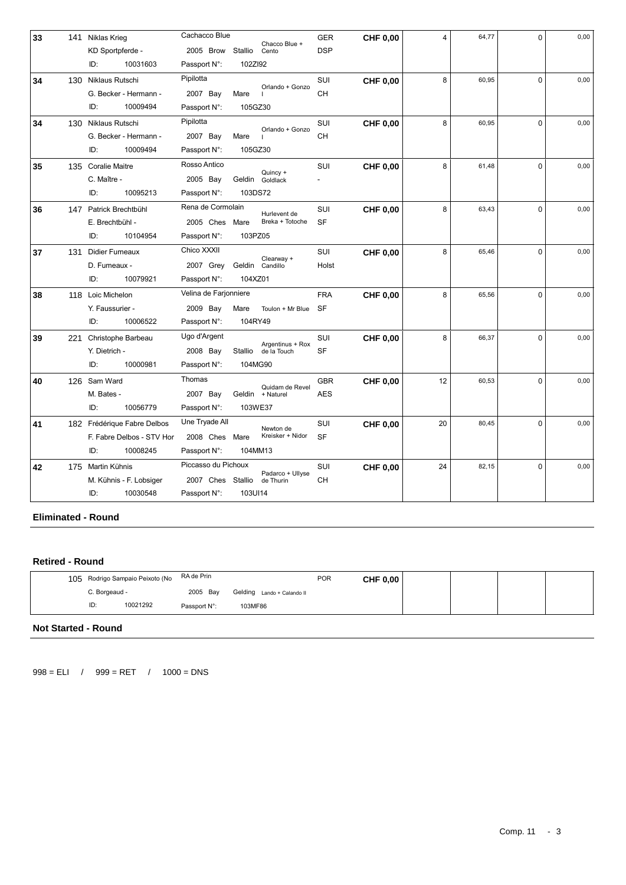| | | | | | | | | | | |
|---|---|---|---|---|---|---|---|---|---|---|
| 33 | 141 | Niklas Krieg<br>KD Sportpferde -<br>ID: 10031603 | Cachacco Blue<br>2005 Brow Stallio<br>Passport N°: 102ZI92 | Chacco Blue + Cento | GER<br>DSP | CHF 0,00 | 4 | 64,77 | 0 | 0,00 |
| 34 | 130 | Niklaus Rutschi<br>G. Becker - Hermann -<br>ID: 10009494 | Pipilotta<br>2007 Bay Mare<br>Passport N°: 105GZ30 | Orlando + Gonzo I | SUI<br>CH | CHF 0,00 | 8 | 60,95 | 0 | 0,00 |
| 34 | 130 | Niklaus Rutschi<br>G. Becker - Hermann -<br>ID: 10009494 | Pipilotta<br>2007 Bay Mare<br>Passport N°: 105GZ30 | Orlando + Gonzo I | SUI<br>CH | CHF 0,00 | 8 | 60,95 | 0 | 0,00 |
| 35 | 135 | Coralie Maitre<br>C. Maître -<br>ID: 10095213 | Rosso Antico<br>2005 Bay Geldin<br>Passport N°: 103DS72 | Quincy + Goldlack | SUI<br>- | CHF 0,00 | 8 | 61,48 | 0 | 0,00 |
| 36 | 147 | Patrick Brechtbühl<br>E. Brechtbühl -<br>ID: 10104954 | Rena de Cormolain<br>2005 Ches Mare<br>Passport N°: 103PZ05 | Hurlevent de Breka + Totoche | SUI<br>SF | CHF 0,00 | 8 | 63,43 | 0 | 0,00 |
| 37 | 131 | Didier Fumeaux<br>D. Fumeaux -<br>ID: 10079921 | Chico XXXII<br>2007 Grey Geldin<br>Passport N°: 104XZ01 | Clearway + Candillo | SUI<br>Holst | CHF 0,00 | 8 | 65,46 | 0 | 0,00 |
| 38 | 118 | Loic Michelon<br>Y. Faussurier -<br>ID: 10006522 | Velina de Farjonniere<br>2009 Bay Mare<br>Passport N°: 104RY49 | Toulon + Mr Blue | FRA<br>SF | CHF 0,00 | 8 | 65,56 | 0 | 0,00 |
| 39 | 221 | Christophe Barbeau<br>Y. Dietrich -<br>ID: 10000981 | Ugo d'Argent<br>2008 Bay Stallio<br>Passport N°: 104MG90 | Argentinus + Rox de la Touch | SUI<br>SF | CHF 0,00 | 8 | 66,37 | 0 | 0,00 |
| 40 | 126 | Sam Ward<br>M. Bates -<br>ID: 10056779 | Thomas<br>2007 Bay Geldin<br>Passport N°: 103WE37 | Quidam de Revel + Naturel | GBR<br>AES | CHF 0,00 | 12 | 60,53 | 0 | 0,00 |
| 41 | 182 | Frédérique Fabre Delbos<br>F. Fabre Delbos - STV Hor<br>ID: 10008245 | Une Tryade All<br>2008 Ches Mare<br>Passport N°: 104MM13 | Newton de Kreisker + Nidor | SUI<br>SF | CHF 0,00 | 20 | 80,45 | 0 | 0,00 |
| 42 | 175 | Martin Kühnis<br>M. Kühnis - F. Lobsiger<br>ID: 10030548 | Piccasso du Pichoux<br>2007 Ches Stallio<br>Passport N°: 103UI14 | Padarco + Ullyse de Thurin | SUI<br>CH | CHF 0,00 | 24 | 82,15 | 0 | 0,00 |

**Eliminated - Round**

**Retired - Round**

| | | | | | | | | | | |
|---|---|---|---|---|---|---|---|---|---|---|
| | 105 | Rodrigo Sampaio Peixoto (No<br>C. Borgeaud -<br>ID: 10021292 | RA de Prin<br>2005 Bay Gelding<br>Passport N°: 103MF86 | Lando + Calando II | POR | CHF 0,00 | | | | |

**Not Started - Round**

998 = ELI / 999 = RET / 1000 = DNS